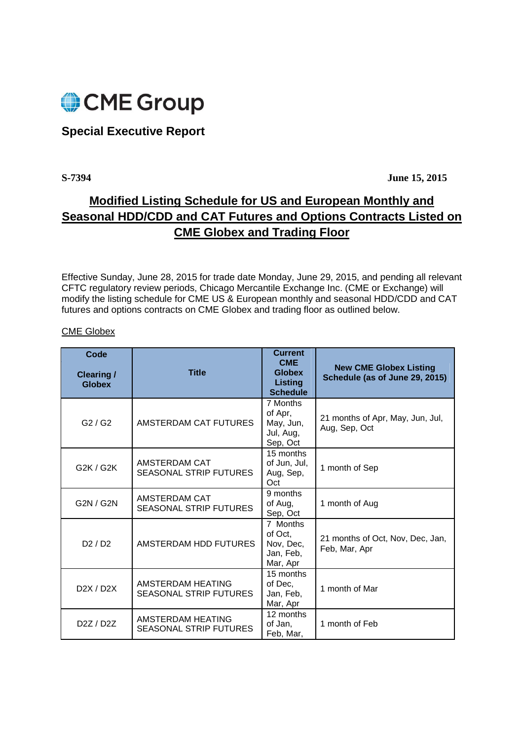CME Group

## Special Executive Report

**S-7394** **June 15, 2015**

# Modified Listing Schedule for US and European Monthly and Seasonal HDD/CDD and CAT Futures and Options Contracts Listed on CME Globex and Trading Floor

Effective Sunday, June 28, 2015 for trade date Monday, June 29, 2015, and pending all relevant CFTC regulatory review periods, Chicago Mercantile Exchange Inc. (CME or Exchange) will modify the listing schedule for CME US & European monthly and seasonal HDD/CDD and CAT futures and options contracts on CME Globex and trading floor as outlined below.

CME Globex

| Code Clearing / Globex | Title | Current CME Globex Listing Schedule | New CME Globex Listing Schedule (as of June 29, 2015) |
|---|---|---|---|
| G2 / G2 | AMSTERDAM CAT FUTURES | 7 Months of Apr, May, Jun, Jul, Aug, Sep, Oct | 21 months of Apr, May, Jun, Jul, Aug, Sep, Oct |
| G2K / G2K | AMSTERDAM CAT SEASONAL STRIP FUTURES | 15 months of Jun, Jul, Aug, Sep, Oct | 1 month of Sep |
| G2N / G2N | AMSTERDAM CAT SEASONAL STRIP FUTURES | 9 months of Aug, Sep, Oct | 1 month of Aug |
| D2 / D2 | AMSTERDAM HDD FUTURES | 7 Months of Oct, Nov, Dec, Jan, Feb, Mar, Apr | 21 months of Oct, Nov, Dec, Jan, Feb, Mar, Apr |
| D2X / D2X | AMSTERDAM HEATING SEASONAL STRIP FUTURES | 15 months of Dec, Jan, Feb, Mar, Apr | 1 month of Mar |
| D2Z / D2Z | AMSTERDAM HEATING SEASONAL STRIP FUTURES | 12 months of Jan, Feb, Mar, | 1 month of Feb |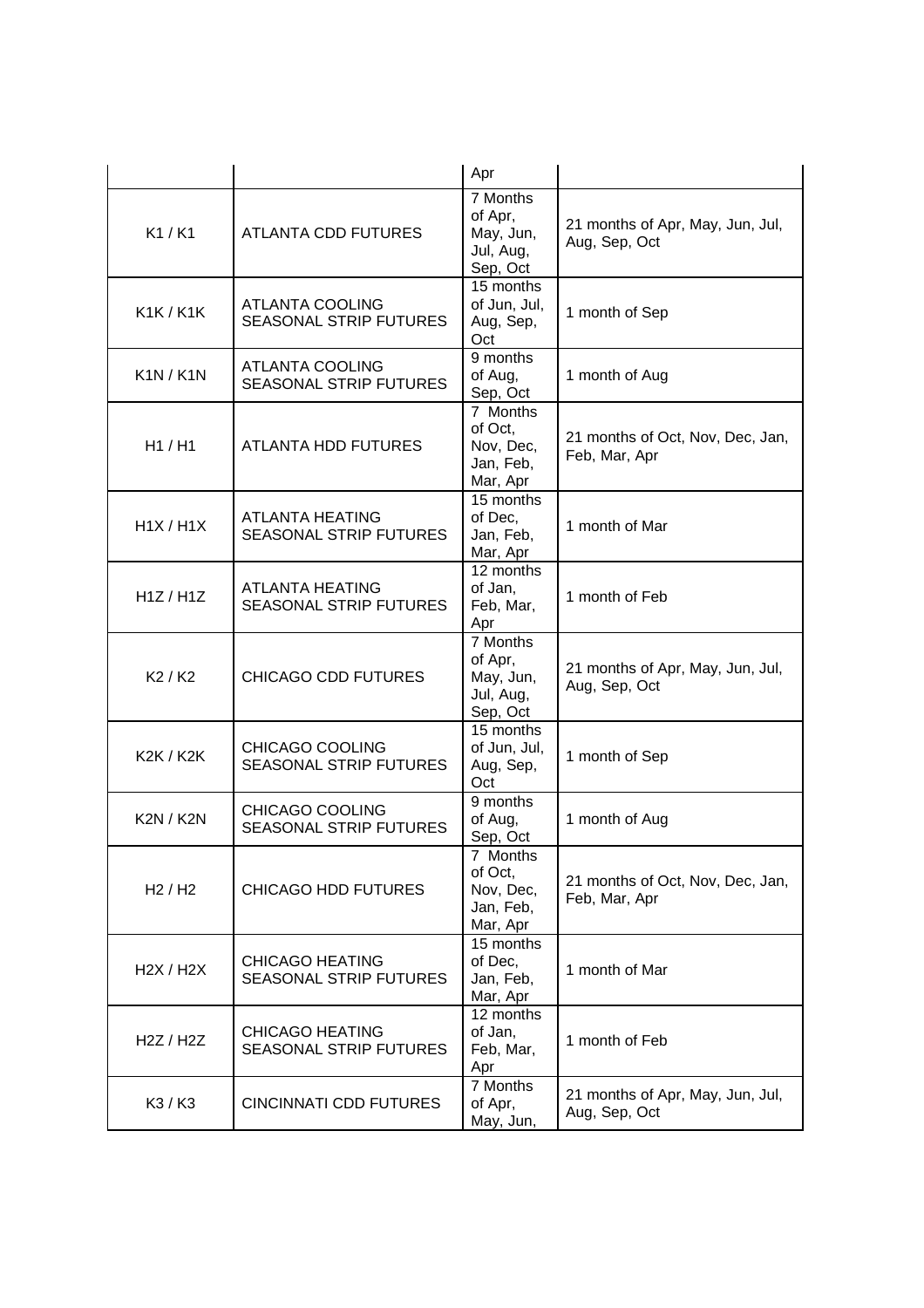| | | Apr | |
|---|---|---|---|
| K1 / K1 | ATLANTA CDD FUTURES | 7 Months of Apr, May, Jun, Jul, Aug, Sep, Oct | 21 months of Apr, May, Jun, Jul, Aug, Sep, Oct |
| K1K / K1K | ATLANTA COOLING SEASONAL STRIP FUTURES | 15 months of Jun, Jul, Aug, Sep, Oct | 1 month of Sep |
| K1N / K1N | ATLANTA COOLING SEASONAL STRIP FUTURES | 9 months of Aug, Sep, Oct | 1 month of Aug |
| H1 / H1 | ATLANTA HDD FUTURES | 7 Months of Oct, Nov, Dec, Jan, Feb, Mar, Apr | 21 months of Oct, Nov, Dec, Jan, Feb, Mar, Apr |
| H1X / H1X | ATLANTA HEATING SEASONAL STRIP FUTURES | 15 months of Dec, Jan, Feb, Mar, Apr | 1 month of Mar |
| H1Z / H1Z | ATLANTA HEATING SEASONAL STRIP FUTURES | 12 months of Jan, Feb, Mar, Apr | 1 month of Feb |
| K2 / K2 | CHICAGO CDD FUTURES | 7 Months of Apr, May, Jun, Jul, Aug, Sep, Oct | 21 months of Apr, May, Jun, Jul, Aug, Sep, Oct |
| K2K / K2K | CHICAGO COOLING SEASONAL STRIP FUTURES | 15 months of Jun, Jul, Aug, Sep, Oct | 1 month of Sep |
| K2N / K2N | CHICAGO COOLING SEASONAL STRIP FUTURES | 9 months of Aug, Sep, Oct | 1 month of Aug |
| H2 / H2 | CHICAGO HDD FUTURES | 7 Months of Oct, Nov, Dec, Jan, Feb, Mar, Apr | 21 months of Oct, Nov, Dec, Jan, Feb, Mar, Apr |
| H2X / H2X | CHICAGO HEATING SEASONAL STRIP FUTURES | 15 months of Dec, Jan, Feb, Mar, Apr | 1 month of Mar |
| H2Z / H2Z | CHICAGO HEATING SEASONAL STRIP FUTURES | 12 months of Jan, Feb, Mar, Apr | 1 month of Feb |
| K3 / K3 | CINCINNATI CDD FUTURES | 7 Months of Apr, May, Jun, | 21 months of Apr, May, Jun, Jul, Aug, Sep, Oct |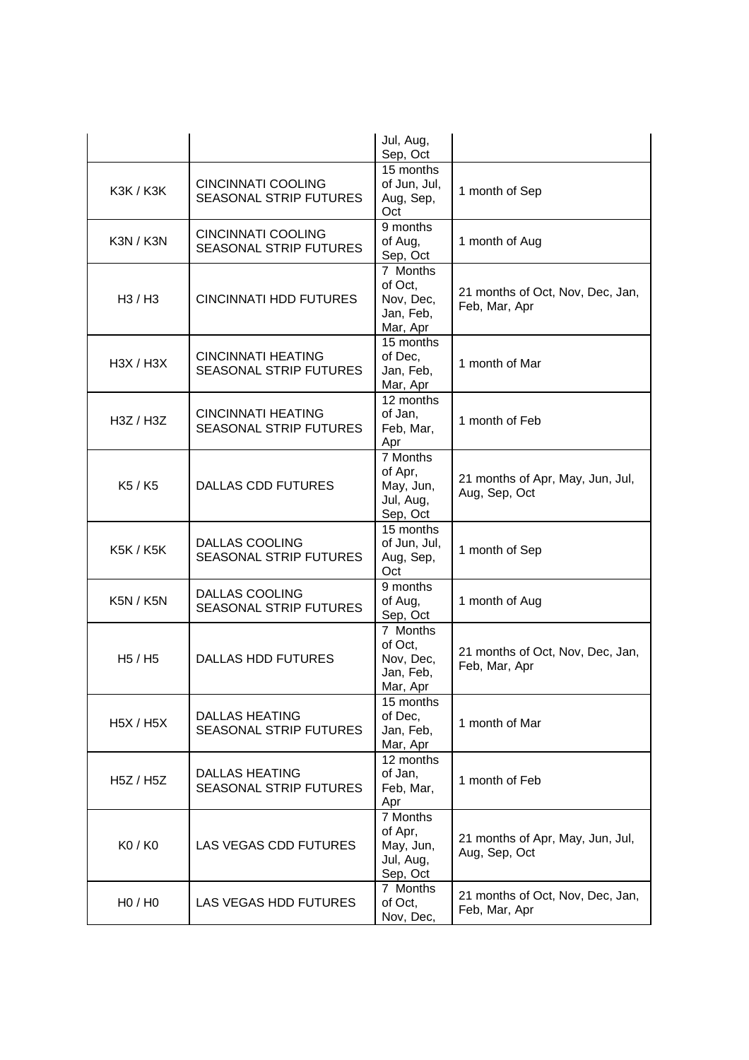| | | Jul, Aug, Sep, Oct | |
|---|---|---|---|
| K3K / K3K | CINCINNATI COOLING SEASONAL STRIP FUTURES | 15 months of Jun, Jul, Aug, Sep, Oct | 1 month of Sep |
| K3N / K3N | CINCINNATI COOLING SEASONAL STRIP FUTURES | 9 months of Aug, Sep, Oct | 1 month of Aug |
| H3 / H3 | CINCINNATI HDD FUTURES | 7 Months of Oct, Nov, Dec, Jan, Feb, Mar, Apr | 21 months of Oct, Nov, Dec, Jan, Feb, Mar, Apr |
| H3X / H3X | CINCINNATI HEATING SEASONAL STRIP FUTURES | 15 months of Dec, Jan, Feb, Mar, Apr | 1 month of Mar |
| H3Z / H3Z | CINCINNATI HEATING SEASONAL STRIP FUTURES | 12 months of Jan, Feb, Mar, Apr | 1 month of Feb |
| K5 / K5 | DALLAS CDD FUTURES | 7 Months of Apr, May, Jun, Jul, Aug, Sep, Oct | 21 months of Apr, May, Jun, Jul, Aug, Sep, Oct |
| K5K / K5K | DALLAS COOLING SEASONAL STRIP FUTURES | 15 months of Jun, Jul, Aug, Sep, Oct | 1 month of Sep |
| K5N / K5N | DALLAS COOLING SEASONAL STRIP FUTURES | 9 months of Aug, Sep, Oct | 1 month of Aug |
| H5 / H5 | DALLAS HDD FUTURES | 7 Months of Oct, Nov, Dec, Jan, Feb, Mar, Apr | 21 months of Oct, Nov, Dec, Jan, Feb, Mar, Apr |
| H5X / H5X | DALLAS HEATING SEASONAL STRIP FUTURES | 15 months of Dec, Jan, Feb, Mar, Apr | 1 month of Mar |
| H5Z / H5Z | DALLAS HEATING SEASONAL STRIP FUTURES | 12 months of Jan, Feb, Mar, Apr | 1 month of Feb |
| K0 / K0 | LAS VEGAS CDD FUTURES | 7 Months of Apr, May, Jun, Jul, Aug, Sep, Oct | 21 months of Apr, May, Jun, Jul, Aug, Sep, Oct |
| H0 / H0 | LAS VEGAS HDD FUTURES | 7 Months of Oct, Nov, Dec, | 21 months of Oct, Nov, Dec, Jan, Feb, Mar, Apr |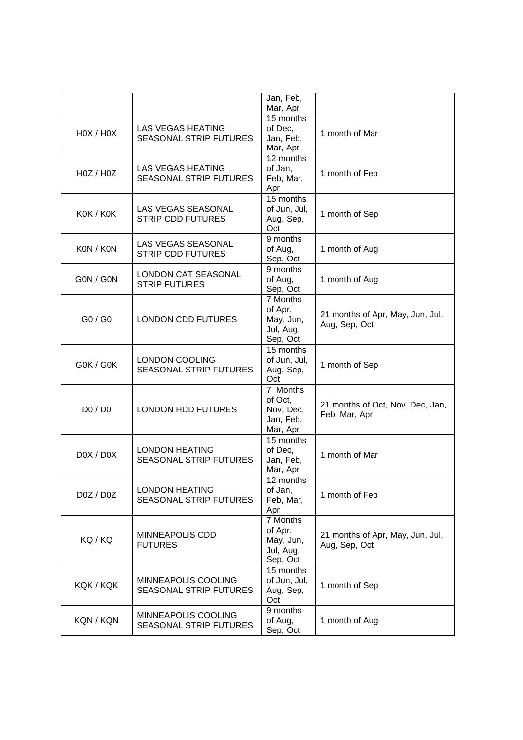| | | Jan, Feb, Mar, Apr | |
|---|---|---|---|
| H0X / H0X | LAS VEGAS HEATING SEASONAL STRIP FUTURES | 15 months of Dec, Jan, Feb, Mar, Apr | 1 month of Mar |
| H0Z / H0Z | LAS VEGAS HEATING SEASONAL STRIP FUTURES | 12 months of Jan, Feb, Mar, Apr | 1 month of Feb |
| K0K / K0K | LAS VEGAS SEASONAL STRIP CDD FUTURES | 15 months of Jun, Jul, Aug, Sep, Oct | 1 month of Sep |
| K0N / K0N | LAS VEGAS SEASONAL STRIP CDD FUTURES | 9 months of Aug, Sep, Oct | 1 month of Aug |
| G0N / G0N | LONDON CAT SEASONAL STRIP FUTURES | 9 months of Aug, Sep, Oct | 1 month of Aug |
| G0 / G0 | LONDON CDD FUTURES | 7 Months of Apr, May, Jun, Jul, Aug, Sep, Oct | 21 months of Apr, May, Jun, Jul, Aug, Sep, Oct |
| G0K / G0K | LONDON COOLING SEASONAL STRIP FUTURES | 15 months of Jun, Jul, Aug, Sep, Oct | 1 month of Sep |
| D0 / D0 | LONDON HDD FUTURES | 7 Months of Oct, Nov, Dec, Jan, Feb, Mar, Apr | 21 months of Oct, Nov, Dec, Jan, Feb, Mar, Apr |
| D0X / D0X | LONDON HEATING SEASONAL STRIP FUTURES | 15 months of Dec, Jan, Feb, Mar, Apr | 1 month of Mar |
| D0Z / D0Z | LONDON HEATING SEASONAL STRIP FUTURES | 12 months of Jan, Feb, Mar, Apr | 1 month of Feb |
| KQ / KQ | MINNEAPOLIS CDD FUTURES | 7 Months of Apr, May, Jun, Jul, Aug, Sep, Oct | 21 months of Apr, May, Jun, Jul, Aug, Sep, Oct |
| KQK / KQK | MINNEAPOLIS COOLING SEASONAL STRIP FUTURES | 15 months of Jun, Jul, Aug, Sep, Oct | 1 month of Sep |
| KQN / KQN | MINNEAPOLIS COOLING SEASONAL STRIP FUTURES | 9 months of Aug, Sep, Oct | 1 month of Aug |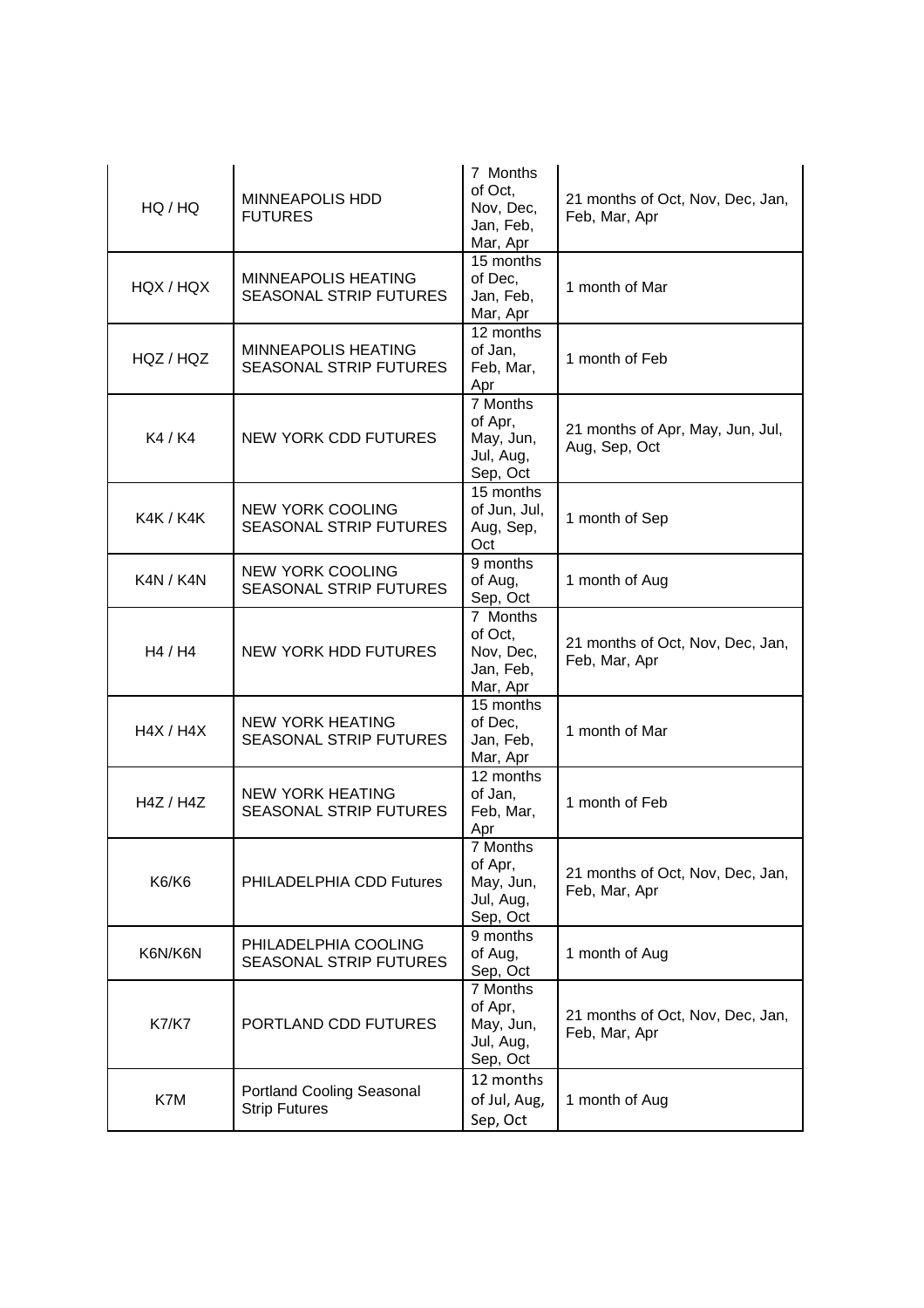| HQ / HQ | MINNEAPOLIS HDD FUTURES | 7 Months of Oct, Nov, Dec, Jan, Feb, Mar, Apr | 21 months of Oct, Nov, Dec, Jan, Feb, Mar, Apr |
|---|---|---|---|
| HQX / HQX | MINNEAPOLIS HEATING SEASONAL STRIP FUTURES | 15 months of Dec, Jan, Feb, Mar, Apr | 1 month of Mar |
| HQZ / HQZ | MINNEAPOLIS HEATING SEASONAL STRIP FUTURES | 12 months of Jan, Feb, Mar, Apr | 1 month of Feb |
| K4 / K4 | NEW YORK CDD FUTURES | 7 Months of Apr, May, Jun, Jul, Aug, Sep, Oct | 21 months of Apr, May, Jun, Jul, Aug, Sep, Oct |
| K4K / K4K | NEW YORK COOLING SEASONAL STRIP FUTURES | 15 months of Jun, Jul, Aug, Sep, Oct | 1 month of Sep |
| K4N / K4N | NEW YORK COOLING SEASONAL STRIP FUTURES | 9 months of Aug, Sep, Oct | 1 month of Aug |
| H4 / H4 | NEW YORK HDD FUTURES | 7 Months of Oct, Nov, Dec, Jan, Feb, Mar, Apr | 21 months of Oct, Nov, Dec, Jan, Feb, Mar, Apr |
| H4X / H4X | NEW YORK HEATING SEASONAL STRIP FUTURES | 15 months of Dec, Jan, Feb, Mar, Apr | 1 month of Mar |
| H4Z / H4Z | NEW YORK HEATING SEASONAL STRIP FUTURES | 12 months of Jan, Feb, Mar, Apr | 1 month of Feb |
| K6/K6 | PHILADELPHIA CDD Futures | 7 Months of Apr, May, Jun, Jul, Aug, Sep, Oct | 21 months of Oct, Nov, Dec, Jan, Feb, Mar, Apr |
| K6N/K6N | PHILADELPHIA COOLING SEASONAL STRIP FUTURES | 9 months of Aug, Sep, Oct | 1 month of Aug |
| K7/K7 | PORTLAND CDD FUTURES | 7 Months of Apr, May, Jun, Jul, Aug, Sep, Oct | 21 months of Oct, Nov, Dec, Jan, Feb, Mar, Apr |
| K7M | Portland Cooling Seasonal Strip Futures | 12 months of Jul, Aug, Sep, Oct | 1 month of Aug |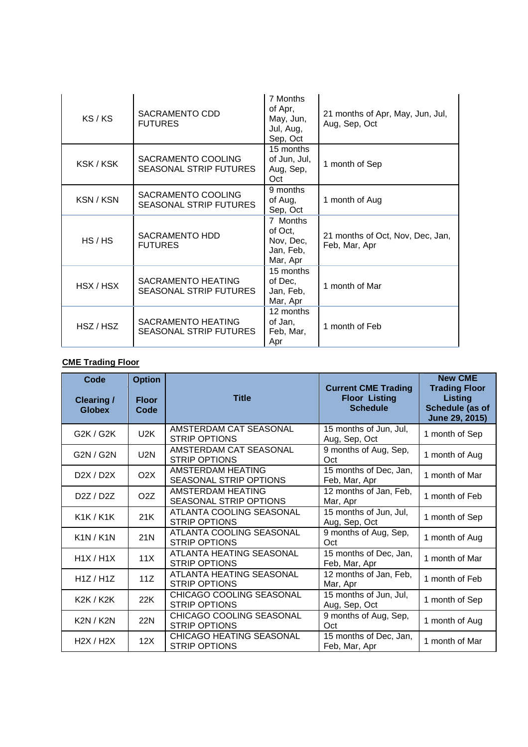| | | | |
|---|---|---|---|
| KS / KS | SACRAMENTO CDD FUTURES | 7 Months of Apr, May, Jun, Jul, Aug, Sep, Oct | 21 months of Apr, May, Jun, Jul, Aug, Sep, Oct |
| KSK / KSK | SACRAMENTO COOLING SEASONAL STRIP FUTURES | 15 months of Jun, Jul, Aug, Sep, Oct | 1 month of Sep |
| KSN / KSN | SACRAMENTO COOLING SEASONAL STRIP FUTURES | 9 months of Aug, Sep, Oct | 1 month of Aug |
| HS / HS | SACRAMENTO HDD FUTURES | 7 Months of Oct, Nov, Dec, Jan, Feb, Mar, Apr | 21 months of Oct, Nov, Dec, Jan, Feb, Mar, Apr |
| HSX / HSX | SACRAMENTO HEATING SEASONAL STRIP FUTURES | 15 months of Dec, Jan, Feb, Mar, Apr | 1 month of Mar |
| HSZ / HSZ | SACRAMENTO HEATING SEASONAL STRIP FUTURES | 12 months of Jan, Feb, Mar, Apr | 1 month of Feb |

**CME Trading Floor**

| Code<br>Clearing / Globex | Option<br>Floor Code | Title | Current CME Trading Floor Listing Schedule | New CME Trading Floor Listing Schedule (as of June 29, 2015) |
|---|---|---|---|---|
| G2K / G2K | U2K | AMSTERDAM CAT SEASONAL STRIP OPTIONS | 15 months of Jun, Jul, Aug, Sep, Oct | 1 month of Sep |
| G2N / G2N | U2N | AMSTERDAM CAT SEASONAL STRIP OPTIONS | 9 months of Aug, Sep, Oct | 1 month of Aug |
| D2X / D2X | O2X | AMSTERDAM HEATING SEASONAL STRIP OPTIONS | 15 months of Dec, Jan, Feb, Mar, Apr | 1 month of Mar |
| D2Z / D2Z | O2Z | AMSTERDAM HEATING SEASONAL STRIP OPTIONS | 12 months of Jan, Feb, Mar, Apr | 1 month of Feb |
| K1K / K1K | 21K | ATLANTA COOLING SEASONAL STRIP OPTIONS | 15 months of Jun, Jul, Aug, Sep, Oct | 1 month of Sep |
| K1N / K1N | 21N | ATLANTA COOLING SEASONAL STRIP OPTIONS | 9 months of Aug, Sep, Oct | 1 month of Aug |
| H1X / H1X | 11X | ATLANTA HEATING SEASONAL STRIP OPTIONS | 15 months of Dec, Jan, Feb, Mar, Apr | 1 month of Mar |
| H1Z / H1Z | 11Z | ATLANTA HEATING SEASONAL STRIP OPTIONS | 12 months of Jan, Feb, Mar, Apr | 1 month of Feb |
| K2K / K2K | 22K | CHICAGO COOLING SEASONAL STRIP OPTIONS | 15 months of Jun, Jul, Aug, Sep, Oct | 1 month of Sep |
| K2N / K2N | 22N | CHICAGO COOLING SEASONAL STRIP OPTIONS | 9 months of Aug, Sep, Oct | 1 month of Aug |
| H2X / H2X | 12X | CHICAGO HEATING SEASONAL STRIP OPTIONS | 15 months of Dec, Jan, Feb, Mar, Apr | 1 month of Mar |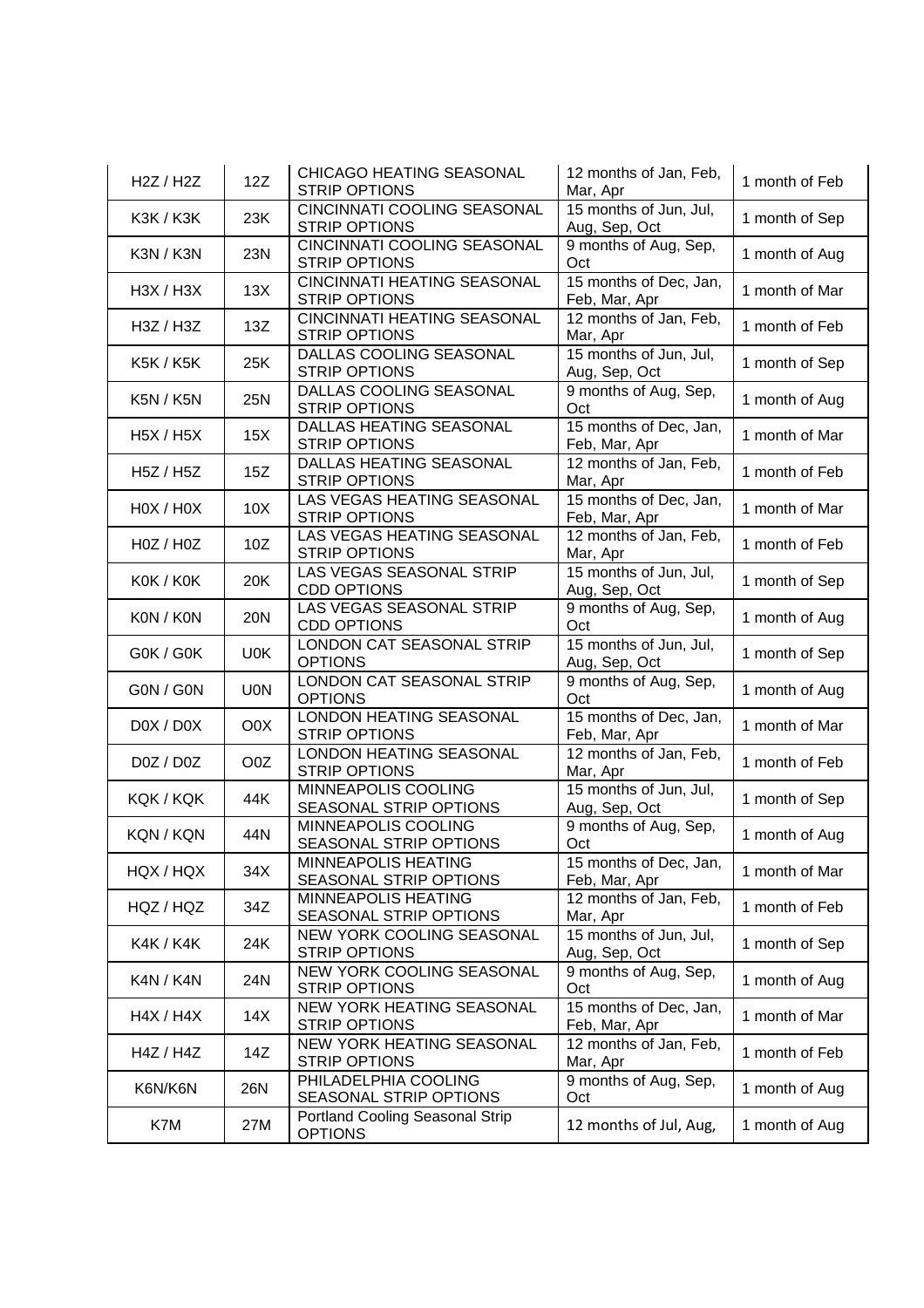| | | | | |
|---|---|---|---|---|
| H2Z / H2Z | 12Z | CHICAGO HEATING SEASONAL STRIP OPTIONS | 12 months of Jan, Feb, Mar, Apr | 1 month of Feb |
| K3K / K3K | 23K | CINCINNATI COOLING SEASONAL STRIP OPTIONS | 15 months of Jun, Jul, Aug, Sep, Oct | 1 month of Sep |
| K3N / K3N | 23N | CINCINNATI COOLING SEASONAL STRIP OPTIONS | 9 months of Aug, Sep, Oct | 1 month of Aug |
| H3X / H3X | 13X | CINCINNATI HEATING SEASONAL STRIP OPTIONS | 15 months of Dec, Jan, Feb, Mar, Apr | 1 month of Mar |
| H3Z / H3Z | 13Z | CINCINNATI HEATING SEASONAL STRIP OPTIONS | 12 months of Jan, Feb, Mar, Apr | 1 month of Feb |
| K5K / K5K | 25K | DALLAS COOLING SEASONAL STRIP OPTIONS | 15 months of Jun, Jul, Aug, Sep, Oct | 1 month of Sep |
| K5N / K5N | 25N | DALLAS COOLING SEASONAL STRIP OPTIONS | 9 months of Aug, Sep, Oct | 1 month of Aug |
| H5X / H5X | 15X | DALLAS HEATING SEASONAL STRIP OPTIONS | 15 months of Dec, Jan, Feb, Mar, Apr | 1 month of Mar |
| H5Z / H5Z | 15Z | DALLAS HEATING SEASONAL STRIP OPTIONS | 12 months of Jan, Feb, Mar, Apr | 1 month of Feb |
| H0X / H0X | 10X | LAS VEGAS HEATING SEASONAL STRIP OPTIONS | 15 months of Dec, Jan, Feb, Mar, Apr | 1 month of Mar |
| H0Z / H0Z | 10Z | LAS VEGAS HEATING SEASONAL STRIP OPTIONS | 12 months of Jan, Feb, Mar, Apr | 1 month of Feb |
| K0K / K0K | 20K | LAS VEGAS SEASONAL STRIP CDD OPTIONS | 15 months of Jun, Jul, Aug, Sep, Oct | 1 month of Sep |
| K0N / K0N | 20N | LAS VEGAS SEASONAL STRIP CDD OPTIONS | 9 months of Aug, Sep, Oct | 1 month of Aug |
| G0K / G0K | U0K | LONDON CAT SEASONAL STRIP OPTIONS | 15 months of Jun, Jul, Aug, Sep, Oct | 1 month of Sep |
| G0N / G0N | U0N | LONDON CAT SEASONAL STRIP OPTIONS | 9 months of Aug, Sep, Oct | 1 month of Aug |
| D0X / D0X | O0X | LONDON HEATING SEASONAL STRIP OPTIONS | 15 months of Dec, Jan, Feb, Mar, Apr | 1 month of Mar |
| D0Z / D0Z | O0Z | LONDON HEATING SEASONAL STRIP OPTIONS | 12 months of Jan, Feb, Mar, Apr | 1 month of Feb |
| KQK / KQK | 44K | MINNEAPOLIS COOLING SEASONAL STRIP OPTIONS | 15 months of Jun, Jul, Aug, Sep, Oct | 1 month of Sep |
| KQN / KQN | 44N | MINNEAPOLIS COOLING SEASONAL STRIP OPTIONS | 9 months of Aug, Sep, Oct | 1 month of Aug |
| HQX / HQX | 34X | MINNEAPOLIS HEATING SEASONAL STRIP OPTIONS | 15 months of Dec, Jan, Feb, Mar, Apr | 1 month of Mar |
| HQZ / HQZ | 34Z | MINNEAPOLIS HEATING SEASONAL STRIP OPTIONS | 12 months of Jan, Feb, Mar, Apr | 1 month of Feb |
| K4K / K4K | 24K | NEW YORK COOLING SEASONAL STRIP OPTIONS | 15 months of Jun, Jul, Aug, Sep, Oct | 1 month of Sep |
| K4N / K4N | 24N | NEW YORK COOLING SEASONAL STRIP OPTIONS | 9 months of Aug, Sep, Oct | 1 month of Aug |
| H4X / H4X | 14X | NEW YORK HEATING SEASONAL STRIP OPTIONS | 15 months of Dec, Jan, Feb, Mar, Apr | 1 month of Mar |
| H4Z / H4Z | 14Z | NEW YORK HEATING SEASONAL STRIP OPTIONS | 12 months of Jan, Feb, Mar, Apr | 1 month of Feb |
| K6N/K6N | 26N | PHILADELPHIA COOLING SEASONAL STRIP OPTIONS | 9 months of Aug, Sep, Oct | 1 month of Aug |
| K7M | 27M | Portland Cooling Seasonal Strip OPTIONS | 12 months of Jul, Aug, | 1 month of Aug |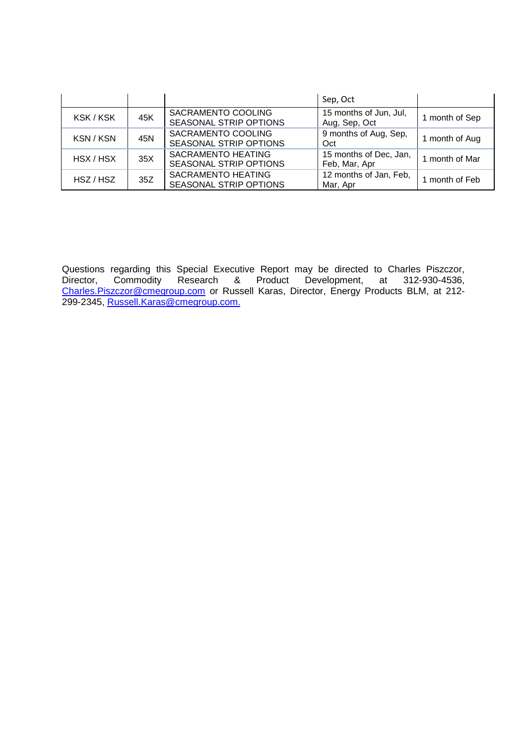| | | | | |
|---|---|---|---|---|
| | | | Sep, Oct | |
| KSK / KSK | 45K | SACRAMENTO COOLING SEASONAL STRIP OPTIONS | 15 months of Jun, Jul, Aug, Sep, Oct | 1 month of Sep |
| KSN / KSN | 45N | SACRAMENTO COOLING SEASONAL STRIP OPTIONS | 9 months of Aug, Sep, Oct | 1 month of Aug |
| HSX / HSX | 35X | SACRAMENTO HEATING SEASONAL STRIP OPTIONS | 15 months of Dec, Jan, Feb, Mar, Apr | 1 month of Mar |
| HSZ / HSZ | 35Z | SACRAMENTO HEATING SEASONAL STRIP OPTIONS | 12 months of Jan, Feb, Mar, Apr | 1 month of Feb |

Questions regarding this Special Executive Report may be directed to Charles Piszczor, Director, Commodity Research & Product Development, at 312-930-4536, Charles.Piszczor@cmegroup.com or Russell Karas, Director, Energy Products BLM, at 212-299-2345, Russell.Karas@cmegroup.com.